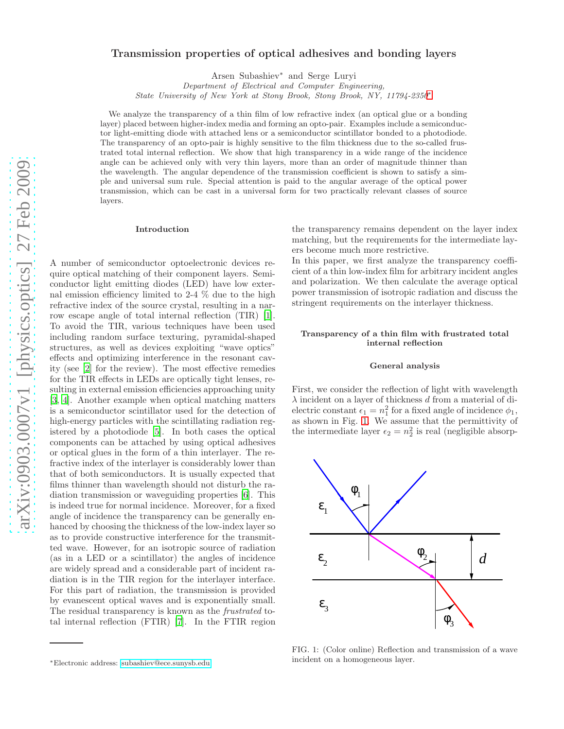# Transmission properties of optical adhesives and bonding layers

Arsen Subashiev* and Serge Luryi

*Department of Electrical and Computer Engineering,*
*State University of New York at Stony Brook, Stony Brook, NY, 11794-2350*

We analyze the transparency of a thin film of low refractive index (an optical glue or a bonding layer) placed between higher-index media and forming an opto-pair. Examples include a semiconductor light-emitting diode with attached lens or a semiconductor scintillator bonded to a photodiode. The transparency of an opto-pair is highly sensitive to the film thickness due to the so-called frustrated total internal reflection. We show that high transparency in a wide range of the incidence angle can be achieved only with very thin layers, more than an order of magnitude thinner than the wavelength. The angular dependence of the transmission coefficient is shown to satisfy a simple and universal sum rule. Special attention is paid to the angular average of the optical power transmission, which can be cast in a universal form for two practically relevant classes of source layers.

## Introduction

A number of semiconductor optoelectronic devices require optical matching of their component layers. Semiconductor light emitting diodes (LED) have low external emission efficiency limited to 2-4 % due to the high refractive index of the source crystal, resulting in a narrow escape angle of total internal reflection (TIR) [1]. To avoid the TIR, various techniques have been used including random surface texturing, pyramidal-shaped structures, as well as devices exploiting "wave optics" effects and optimizing interference in the resonant cavity (see [2] for the review). The most effective remedies for the TIR effects in LEDs are optically tight lenses, resulting in external emission efficiencies approaching unity [3, 4]. Another example when optical matching matters is a semiconductor scintillator used for the detection of high-energy particles with the scintillating radiation registered by a photodiode [5]. In both cases the optical components can be attached by using optical adhesives or optical glues in the form of a thin interlayer. The refractive index of the interlayer is considerably lower than that of both semiconductors. It is usually expected that films thinner than wavelength should not disturb the radiation transmission or waveguiding properties [6]. This is indeed true for normal incidence. Moreover, for a fixed angle of incidence the transparency can be generally enhanced by choosing the thickness of the low-index layer so as to provide constructive interference for the transmitted wave. However, for an isotropic source of radiation (as in a LED or a scintillator) the angles of incidence are widely spread and a considerable part of incident radiation is in the TIR region for the interlayer interface. For this part of radiation, the transmission is provided by evanescent optical waves and is exponentially small. The residual transparency is known as the *frustrated* total internal reflection (FTIR) [7]. In the FTIR region the transparency remains dependent on the layer index matching, but the requirements for the intermediate layers become much more restrictive.

In this paper, we first analyze the transparency coefficient of a thin low-index film for arbitrary incident angles and polarization. We then calculate the average optical power transmission of isotropic radiation and discuss the stringent requirements on the interlayer thickness.

## Transparency of a thin film with frustrated total internal reflection

### General analysis

First, we consider the reflection of light with wavelength $\lambda$ incident on a layer of thickness $d$ from a material of dielectric constant $\epsilon_1 = n_1^2$ for a fixed angle of incidence $\phi_1$, as shown in Fig. 1. We assume that the permittivity of the intermediate layer $\epsilon_2 = n_2^2$ is real (negligible absorp-

FIG. 1: (Color online) Reflection and transmission of a wave incident on a homogeneous layer.

*Electronic address: subashiev@ece.sunysb.edu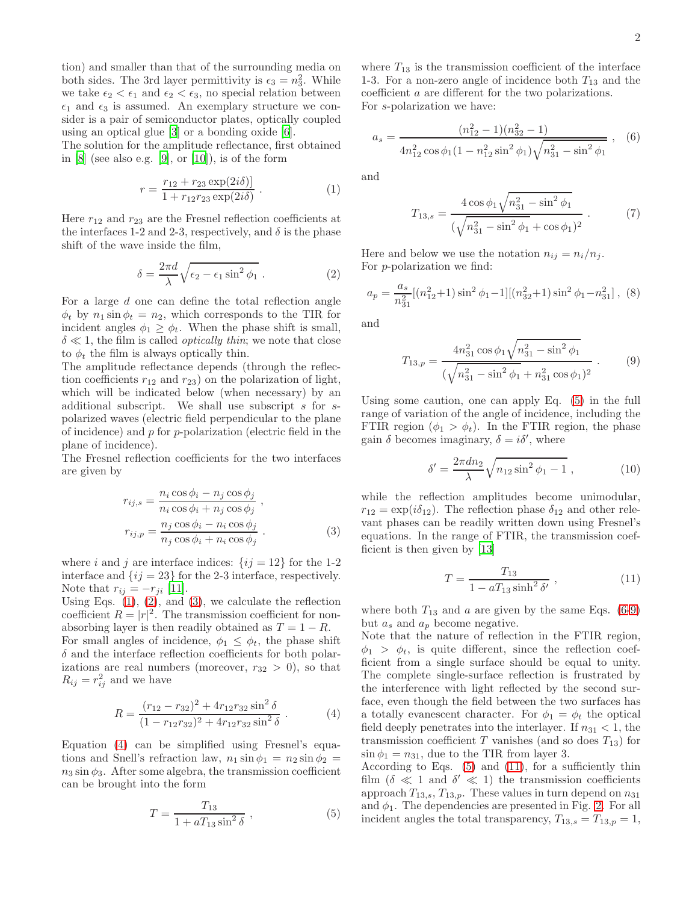tion) and smaller than that of the surrounding media on both sides. The 3rd layer permittivity is $\epsilon_3 = n_3^2$. While we take $\epsilon_2 < \epsilon_1$ and $\epsilon_2 < \epsilon_3$, no special relation between $\epsilon_1$ and $\epsilon_3$ is assumed. An exemplary structure we consider is a pair of semiconductor plates, optically coupled using an optical glue [3] or a bonding oxide [6].

The solution for the amplitude reflectance, first obtained in [8] (see also e.g. [9], or [10]), is of the form

$$r = \frac{r_{12} + r_{23}\exp(2i\delta)]}{1 + r_{12}r_{23}\exp(2i\delta)} \ . \tag{1}$$

Here $r_{12}$ and $r_{23}$ are the Fresnel reflection coefficients at the interfaces 1-2 and 2-3, respectively, and $\delta$ is the phase shift of the wave inside the film,

$$\delta = \frac{2\pi d}{\lambda}\sqrt{\epsilon_2 - \epsilon_1 \sin^2\phi_1} \ . \tag{2}$$

For a large $d$ one can define the total reflection angle $\phi_t$ by $n_1 \sin\phi_t = n_2$, which corresponds to the TIR for incident angles $\phi_1 \geq \phi_t$. When the phase shift is small, $\delta \ll 1$, the film is called *optically thin*; we note that close to $\phi_t$ the film is always optically thin.

The amplitude reflectance depends (through the reflection coefficients $r_{12}$ and $r_{23}$) on the polarization of light, which will be indicated below (when necessary) by an additional subscript. We shall use subscript $s$ for $s$-polarized waves (electric field perpendicular to the plane of incidence) and $p$ for $p$-polarization (electric field in the plane of incidence).

The Fresnel reflection coefficients for the two interfaces are given by

$$r_{ij,s} = \frac{n_i\cos\phi_i - n_j\cos\phi_j}{n_i\cos\phi_i + n_j\cos\phi_j} \ ,$$
$$r_{ij,p} = \frac{n_j\cos\phi_i - n_i\cos\phi_j}{n_j\cos\phi_i + n_i\cos\phi_j} \ . \tag{3}$$

where $i$ and $j$ are interface indices: $\{ij = 12\}$ for the 1-2 interface and $\{ij = 23\}$ for the 2-3 interface, respectively. Note that $r_{ij} = -r_{ji}$ [11].

Using Eqs. (1), (2), and (3), we calculate the reflection coefficient $R = |r|^2$. The transmission coefficient for non-absorbing layer is then readily obtained as $T = 1 - R$.

For small angles of incidence, $\phi_1 \leq \phi_t$, the phase shift $\delta$ and the interface reflection coefficients for both polarizations are real numbers (moreover, $r_{32} > 0$), so that $R_{ij} = r_{ij}^2$ and we have

$$R = \frac{(r_{12} - r_{32})^2 + 4r_{12}r_{32}\sin^2\delta}{(1 - r_{12}r_{32})^2 + 4r_{12}r_{32}\sin^2\delta} \ . \tag{4}$$

Equation (4) can be simplified using Fresnel's equations and Snell's refraction law, $n_1\sin\phi_1 = n_2\sin\phi_2 = n_3\sin\phi_3$. After some algebra, the transmission coefficient can be brought into the form

$$T = \frac{T_{13}}{1 + aT_{13}\sin^2\delta} \ , \tag{5}$$

where $T_{13}$ is the transmission coefficient of the interface 1-3. For a non-zero angle of incidence both $T_{13}$ and the coefficient $a$ are different for the two polarizations.

For $s$-polarization we have:

$$a_s = \frac{(n_{12}^2 - 1)(n_{32}^2 - 1)}{4n_{12}^2\cos\phi_1(1 - n_{12}^2\sin^2\phi_1)\sqrt{n_{31}^2 - \sin^2\phi_1}} \ , \tag{6}$$

and

$$T_{13,s} = \frac{4\cos\phi_1\sqrt{n_{31}^2 - \sin^2\phi_1}}{(\sqrt{n_{31}^2 - \sin^2\phi_1} + \cos\phi_1)^2} \ . \tag{7}$$

Here and below we use the notation $n_{ij} = n_i/n_j$.

For $p$-polarization we find:

$$a_p = \frac{a_s}{n_{31}^2}[(n_{12}^2+1)\sin^2\phi_1 - 1][(n_{32}^2+1)\sin^2\phi_1 - n_{31}^2] \ , \tag{8}$$

and

$$T_{13,p} = \frac{4n_{31}^2\cos\phi_1\sqrt{n_{31}^2 - \sin^2\phi_1}}{(\sqrt{n_{31}^2 - \sin^2\phi_1} + n_{31}^2\cos\phi_1)^2} \ . \tag{9}$$

Using some caution, one can apply Eq. (5) in the full range of variation of the angle of incidence, including the FTIR region ($\phi_1 > \phi_t$). In the FTIR region, the phase gain $\delta$ becomes imaginary, $\delta = i\delta'$, where

$$\delta' = \frac{2\pi d n_2}{\lambda}\sqrt{n_{12}\sin^2\phi_1 - 1} \ , \tag{10}$$

while the reflection amplitudes become unimodular, $r_{12} = \exp(i\delta_{12})$. The reflection phase $\delta_{12}$ and other relevant phases can be readily written down using Fresnel's equations. In the range of FTIR, the transmission coefficient is then given by [13]

$$T = \frac{T_{13}}{1 - aT_{13}\sinh^2\delta'} \ , \tag{11}$$

where both $T_{13}$ and $a$ are given by the same Eqs. (6-9) but $a_s$ and $a_p$ become negative.

Note that the nature of reflection in the FTIR region, $\phi_1 > \phi_t$, is quite different, since the reflection coefficient from a single surface should be equal to unity. The complete single-surface reflection is frustrated by the interference with light reflected by the second surface, even though the field between the two surfaces has a totally evanescent character. For $\phi_1 = \phi_t$ the optical field deeply penetrates into the interlayer. If $n_{31} < 1$, the transmission coefficient $T$ vanishes (and so does $T_{13}$) for $\sin\phi_1 = n_{31}$, due to the TIR from layer 3.

According to Eqs. (5) and (11), for a sufficiently thin film ($\delta \ll 1$ and $\delta' \ll 1$) the transmission coefficients approach $T_{13,s}$, $T_{13,p}$. These values in turn depend on $n_{31}$ and $\phi_1$. The dependencies are presented in Fig. 2. For all incident angles the total transparency, $T_{13,s} = T_{13,p} = 1$,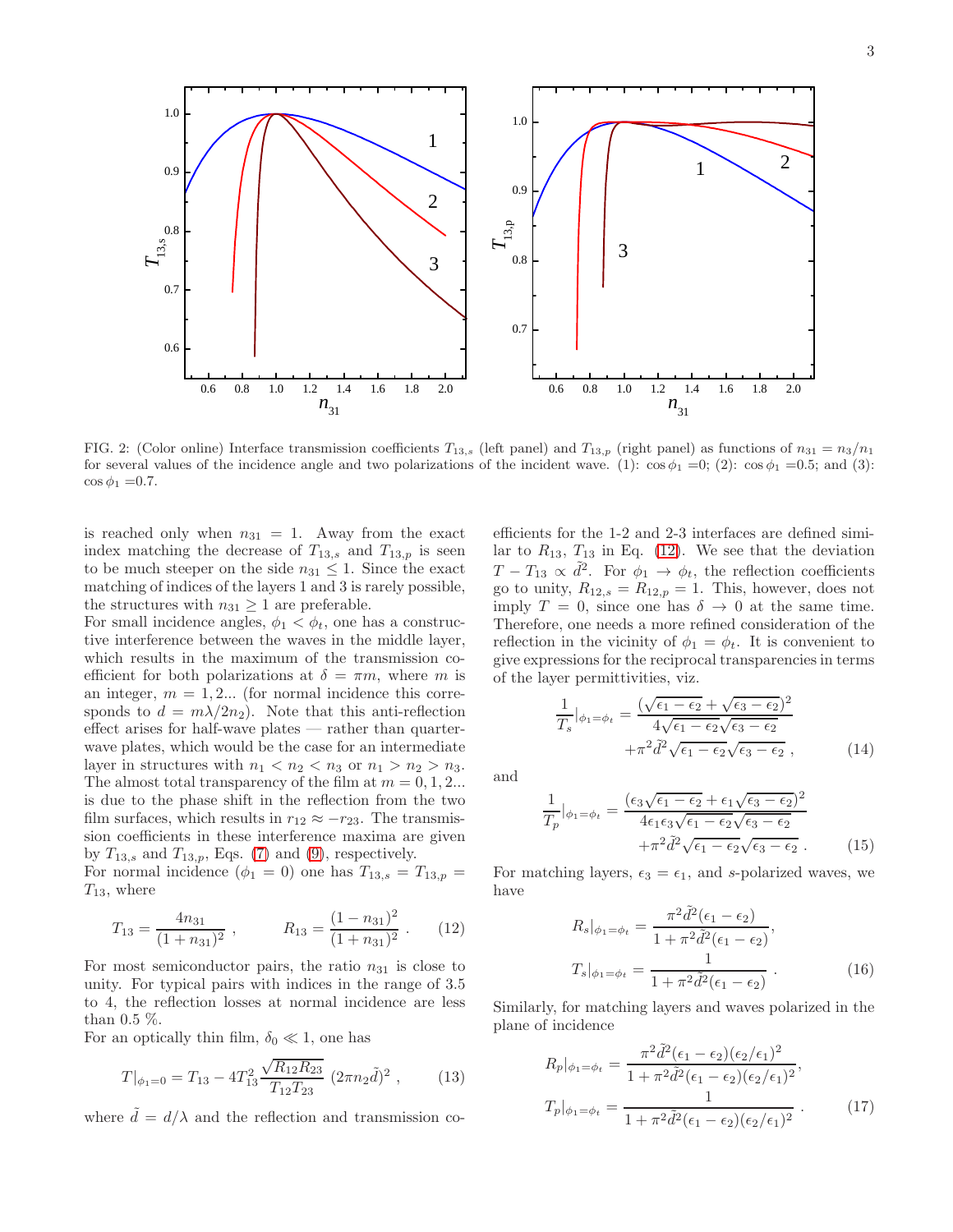FIG. 2: (Color online) Interface transmission coefficients $T_{13,s}$ (left panel) and $T_{13,p}$ (right panel) as functions of $n_{31} = n_3/n_1$ for several values of the incidence angle and two polarizations of the incident wave. (1): $\cos\phi_1$ =0; (2): $\cos\phi_1$ =0.5; and (3): $\cos\phi_1$ =0.7.

is reached only when $n_{31} = 1$. Away from the exact index matching the decrease of $T_{13,s}$ and $T_{13,p}$ is seen to be much steeper on the side $n_{31} \leq 1$. Since the exact matching of indices of the layers 1 and 3 is rarely possible, the structures with $n_{31} \geq 1$ are preferable.

For small incidence angles, $\phi_1 < \phi_t$, one has a constructive interference between the waves in the middle layer, which results in the maximum of the transmission coefficient for both polarizations at $\delta = \pi m$, where $m$ is an integer, $m = 1, 2...$ (for normal incidence this corresponds to $d = m\lambda/2n_2$). Note that this anti-reflection effect arises for half-wave plates — rather than quarter-wave plates, which would be the case for an intermediate layer in structures with $n_1 < n_2 < n_3$ or $n_1 > n_2 > n_3$. The almost total transparency of the film at $m = 0, 1, 2...$ is due to the phase shift in the reflection from the two film surfaces, which results in $r_{12} \approx -r_{23}$. The transmission coefficients in these interference maxima are given by $T_{13,s}$ and $T_{13,p}$, Eqs. (7) and (9), respectively.

For normal incidence ($\phi_1 = 0$) one has $T_{13,s} = T_{13,p} = T_{13}$, where

$$T_{13} = \frac{4n_{31}}{(1+n_{31})^2} , \qquad R_{13} = \frac{(1-n_{31})^2}{(1+n_{31})^2} . \tag{12}$$

For most semiconductor pairs, the ratio $n_{31}$ is close to unity. For typical pairs with indices in the range of 3.5 to 4, the reflection losses at normal incidence are less than 0.5 %.

For an optically thin film, $\delta_0 \ll 1$, one has

$$T|_{\phi_1=0} = T_{13} - 4T_{13}^2 \frac{\sqrt{R_{12}R_{23}}}{T_{12}T_{23}} \, (2\pi n_2 \tilde{d})^2 , \tag{13}$$

where $\tilde{d} = d/\lambda$ and the reflection and transmission coefficients for the 1-2 and 2-3 interfaces are defined similar to $R_{13}$, $T_{13}$ in Eq. (12). We see that the deviation $T - T_{13} \propto \tilde{d}^2$. For $\phi_1 \to \phi_t$, the reflection coefficients go to unity, $R_{12,s} = R_{12,p} = 1$. This, however, does not imply $T = 0$, since one has $\delta \to 0$ at the same time. Therefore, one needs a more refined consideration of the reflection in the vicinity of $\phi_1 = \phi_t$. It is convenient to give expressions for the reciprocal transparencies in terms of the layer permittivities, viz.

$$\frac{1}{T_s}|_{\phi_1=\phi_t} = \frac{(\sqrt{\epsilon_1-\epsilon_2}+\sqrt{\epsilon_3-\epsilon_2})^2}{4\sqrt{\epsilon_1-\epsilon_2}\sqrt{\epsilon_3-\epsilon_2}} + \pi^2\tilde{d}^2\sqrt{\epsilon_1-\epsilon_2}\sqrt{\epsilon_3-\epsilon_2} , \tag{14}$$

and

$$\frac{1}{T_p}|_{\phi_1=\phi_t} = \frac{(\epsilon_3\sqrt{\epsilon_1-\epsilon_2}+\epsilon_1\sqrt{\epsilon_3-\epsilon_2})^2}{4\epsilon_1\epsilon_3\sqrt{\epsilon_1-\epsilon_2}\sqrt{\epsilon_3-\epsilon_2}} + \pi^2\tilde{d}^2\sqrt{\epsilon_1-\epsilon_2}\sqrt{\epsilon_3-\epsilon_2} . \tag{15}$$

For matching layers, $\epsilon_3 = \epsilon_1$, and $s$-polarized waves, we have

$$R_s|_{\phi_1=\phi_t} = \frac{\pi^2\tilde{d}^2(\epsilon_1-\epsilon_2)}{1+\pi^2\tilde{d}^2(\epsilon_1-\epsilon_2)}, \qquad T_s|_{\phi_1=\phi_t} = \frac{1}{1+\pi^2\tilde{d}^2(\epsilon_1-\epsilon_2)} . \tag{16}$$

Similarly, for matching layers and waves polarized in the plane of incidence

$$R_p|_{\phi_1=\phi_t} = \frac{\pi^2\tilde{d}^2(\epsilon_1-\epsilon_2)(\epsilon_2/\epsilon_1)^2}{1+\pi^2\tilde{d}^2(\epsilon_1-\epsilon_2)(\epsilon_2/\epsilon_1)^2}, \qquad T_p|_{\phi_1=\phi_t} = \frac{1}{1+\pi^2\tilde{d}^2(\epsilon_1-\epsilon_2)(\epsilon_2/\epsilon_1)^2} . \tag{17}$$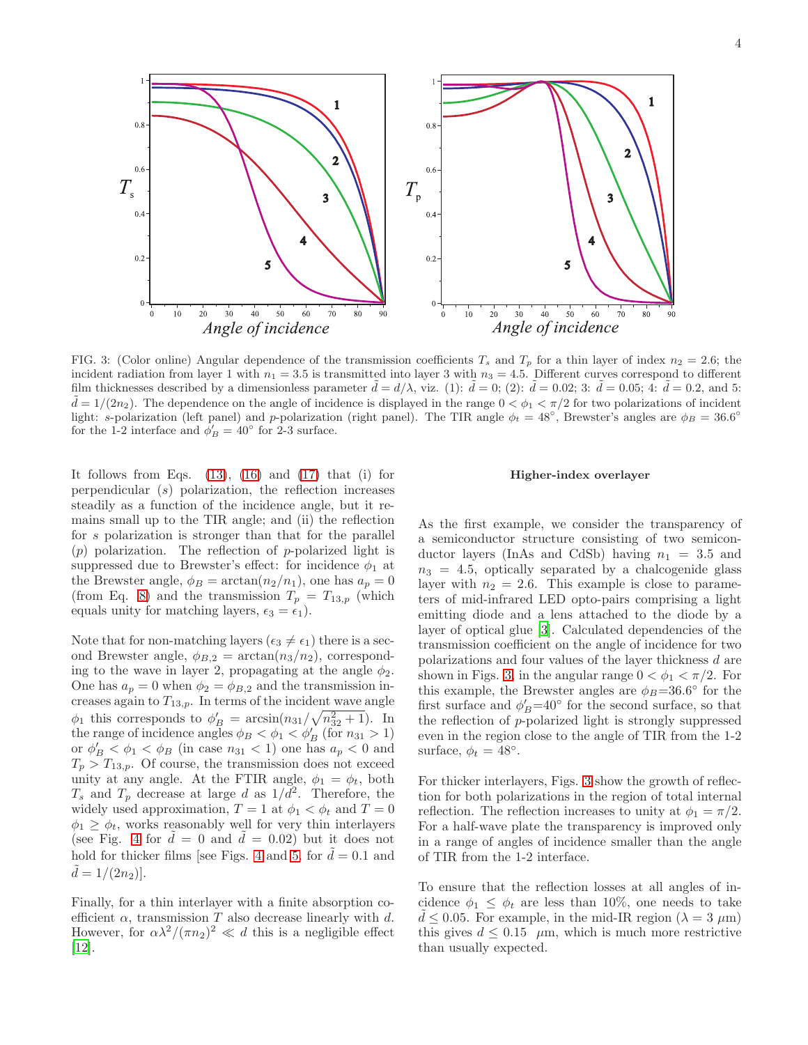FIG. 3: (Color online) Angular dependence of the transmission coefficients $T_s$ and $T_p$ for a thin layer of index $n_2 = 2.6$; the incident radiation from layer 1 with $n_1 = 3.5$ is transmitted into layer 3 with $n_3 = 4.5$. Different curves correspond to different film thicknesses described by a dimensionless parameter $\tilde{d} = d/\lambda$, viz. (1): $\tilde{d} = 0$; (2): $\tilde{d} = 0.02$; 3: $\tilde{d} = 0.05$; 4: $\tilde{d} = 0.2$, and 5: $\tilde{d} = 1/(2n_2)$. The dependence on the angle of incidence is displayed in the range $0 < \phi_1 < \pi/2$ for two polarizations of incident light: $s$-polarization (left panel) and $p$-polarization (right panel). The TIR angle $\phi_t = 48°$, Brewster's angles are $\phi_B = 36.6°$ for the 1-2 interface and $\phi'_B = 40°$ for 2-3 surface.

It follows from Eqs. (13), (16) and (17) that (i) for perpendicular ($s$) polarization, the reflection increases steadily as a function of the incidence angle, but it remains small up to the TIR angle; and (ii) the reflection for $s$ polarization is stronger than that for the parallel ($p$) polarization. The reflection of $p$-polarized light is suppressed due to Brewster's effect: for incidence $\phi_1$ at the Brewster angle, $\phi_B = \arctan(n_2/n_1)$, one has $a_p = 0$ (from Eq. 8) and the transmission $T_p = T_{13,p}$ (which equals unity for matching layers, $\epsilon_3 = \epsilon_1$).

Note that for non-matching layers ($\epsilon_3 \neq \epsilon_1$) there is a second Brewster angle, $\phi_{B,2} = \arctan(n_3/n_2)$, corresponding to the wave in layer 2, propagating at the angle $\phi_2$. One has $a_p = 0$ when $\phi_2 = \phi_{B,2}$ and the transmission increases again to $T_{13,p}$. In terms of the incident wave angle $\phi_1$ this corresponds to $\phi'_B = \arcsin(n_{31}/\sqrt{n_{32}^2 + 1})$. In the range of incidence angles $\phi_B < \phi_1 < \phi'_B$ (for $n_{31} > 1$) or $\phi'_B < \phi_1 < \phi_B$ (in case $n_{31} < 1$) one has $a_p < 0$ and $T_p > T_{13,p}$. Of course, the transmission does not exceed unity at any angle. At the FTIR angle, $\phi_1 = \phi_t$, both $T_s$ and $T_p$ decrease at large $d$ as $1/d^2$. Therefore, the widely used approximation, $T = 1$ at $\phi_1 < \phi_t$ and $T = 0$ $\phi_1 \geq \phi_t$, works reasonably well for very thin interlayers (see Fig. 4 for $\tilde{d} = 0$ and $\tilde{d} = 0.02$) but it does not hold for thicker films [see Figs. 4 and 5, for $\tilde{d} = 0.1$ and $\tilde{d} = 1/(2n_2)$].

Finally, for a thin interlayer with a finite absorption coefficient $\alpha$, transmission $T$ also decrease linearly with $d$. However, for $\alpha\lambda^2/(\pi n_2)^2 \ll d$ this is a negligible effect [12].

### Higher-index overlayer

As the first example, we consider the transparency of a semiconductor structure consisting of two semiconductor layers (InAs and CdSb) having $n_1 = 3.5$ and $n_3 = 4.5$, optically separated by a chalcogenide glass layer with $n_2 = 2.6$. This example is close to parameters of mid-infrared LED opto-pairs comprising a light emitting diode and a lens attached to the diode by a layer of optical glue [3]. Calculated dependencies of the transmission coefficient on the angle of incidence for two polarizations and four values of the layer thickness $d$ are shown in Figs. 3, in the angular range $0 < \phi_1 < \pi/2$. For this example, the Brewster angles are $\phi_B$=36.6° for the first surface and $\phi'_B$=40° for the second surface, so that the reflection of $p$-polarized light is strongly suppressed even in the region close to the angle of TIR from the 1-2 surface, $\phi_t = 48°$.

For thicker interlayers, Figs. 3 show the growth of reflection for both polarizations in the region of total internal reflection. The reflection increases to unity at $\phi_1 = \pi/2$. For a half-wave plate the transparency is improved only in a range of angles of incidence smaller than the angle of TIR from the 1-2 interface.

To ensure that the reflection losses at all angles of incidence $\phi_1 \leq \phi_t$ are less than 10%, one needs to take $\tilde{d} \leq 0.05$. For example, in the mid-IR region ($\lambda = 3$ $\mu$m) this gives $d \leq 0.15$ $\mu$m, which is much more restrictive than usually expected.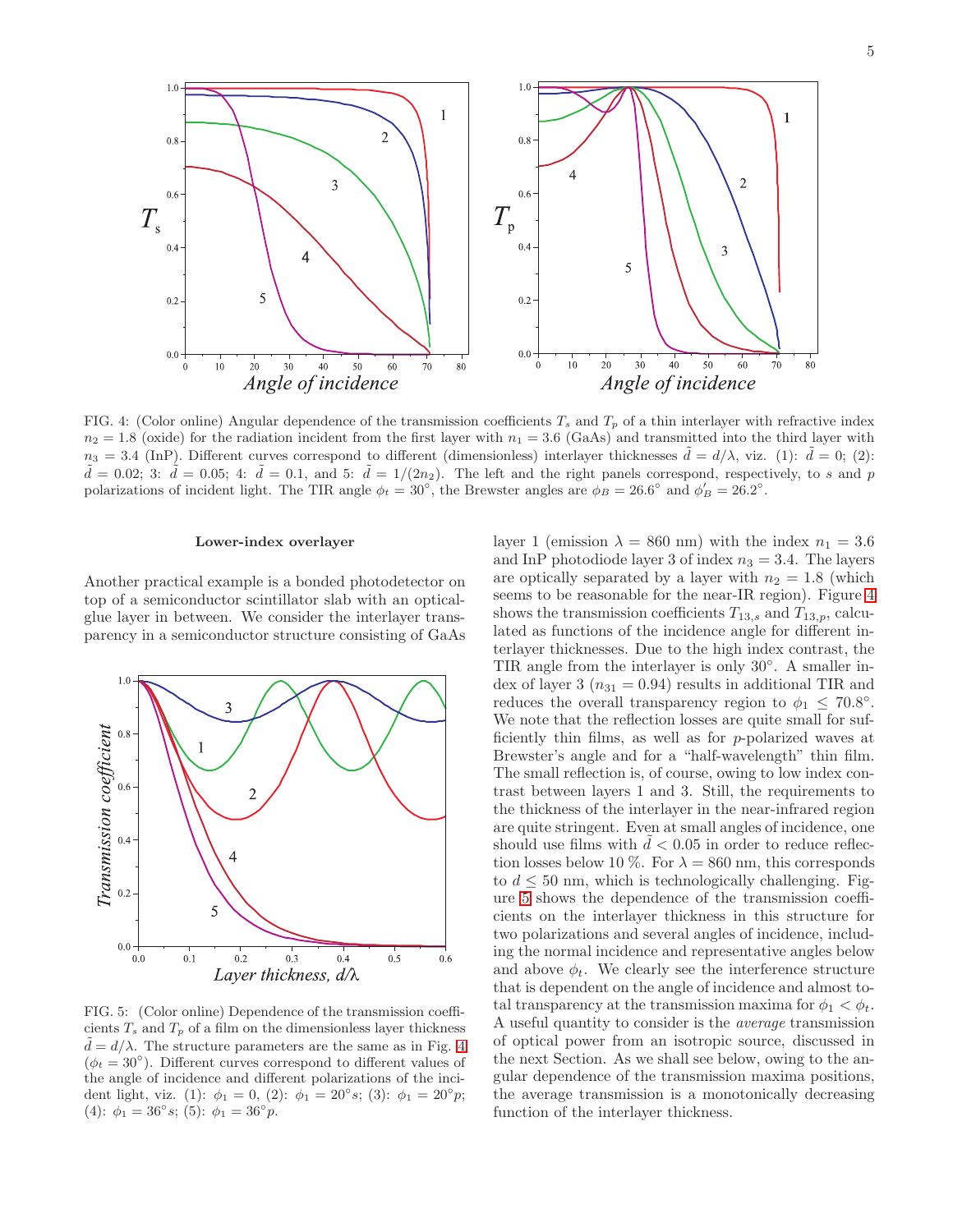FIG. 4: (Color online) Angular dependence of the transmission coefficients $T_s$ and $T_p$ of a thin interlayer with refractive index $n_2 = 1.8$ (oxide) for the radiation incident from the first layer with $n_1 = 3.6$ (GaAs) and transmitted into the third layer with $n_3 = 3.4$ (InP). Different curves correspond to different (dimensionless) interlayer thicknesses $\tilde{d} = d/\lambda$, viz. (1): $\tilde{d} = 0$; (2): $\tilde{d} = 0.02$; 3: $\tilde{d} = 0.05$; 4: $\tilde{d} = 0.1$, and 5: $\tilde{d} = 1/(2n_2)$. The left and the right panels correspond, respectively, to $s$ and $p$ polarizations of incident light. The TIR angle $\phi_t = 30^\circ$, the Brewster angles are $\phi_B = 26.6^\circ$ and $\phi'_B = 26.2^\circ$.

### Lower-index overlayer

Another practical example is a bonded photodetector on top of a semiconductor scintillator slab with an optical-glue layer in between. We consider the interlayer transparency in a semiconductor structure consisting of GaAs layer 1 (emission $\lambda = 860$ nm) with the index $n_1 = 3.6$ and InP photodiode layer 3 of index $n_3 = 3.4$. The layers are optically separated by a layer with $n_2 = 1.8$ (which seems to be reasonable for the near-IR region). Figure 4 shows the transmission coefficients $T_{13,s}$ and $T_{13,p}$, calculated as functions of the incidence angle for different interlayer thicknesses. Due to the high index contrast, the TIR angle from the interlayer is only $30^\circ$. A smaller index of layer 3 ($n_{31} = 0.94$) results in additional TIR and reduces the overall transparency region to $\phi_1 \leq 70.8^\circ$. We note that the reflection losses are quite small for sufficiently thin films, as well as for $p$-polarized waves at Brewster's angle and for a "half-wavelength" thin film. The small reflection is, of course, owing to low index contrast between layers 1 and 3. Still, the requirements to the thickness of the interlayer in the near-infrared region are quite stringent. Even at small angles of incidence, one should use films with $\tilde{d} < 0.05$ in order to reduce reflection losses below 10 %. For $\lambda = 860$ nm, this corresponds to $d \leq 50$ nm, which is technologically challenging. Figure 5 shows the dependence of the transmission coefficients on the interlayer thickness in this structure for two polarizations and several angles of incidence, including the normal incidence and representative angles below and above $\phi_t$. We clearly see the interference structure that is dependent on the angle of incidence and almost total transparency at the transmission maxima for $\phi_1 < \phi_t$. A useful quantity to consider is the *average* transmission of optical power from an isotropic source, discussed in the next Section. As we shall see below, owing to the angular dependence of the transmission maxima positions, the average transmission is a monotonically decreasing function of the interlayer thickness.

FIG. 5: (Color online) Dependence of the transmission coefficients $T_s$ and $T_p$ of a film on the dimensionless layer thickness $\tilde{d} = d/\lambda$. The structure parameters are the same as in Fig. 4 ($\phi_t = 30^\circ$). Different curves correspond to different values of the angle of incidence and different polarizations of the incident light, viz. (1): $\phi_1 = 0$, (2): $\phi_1 = 20^\circ s$; (3): $\phi_1 = 20^\circ p$; (4): $\phi_1 = 36^\circ s$; (5): $\phi_1 = 36^\circ p$.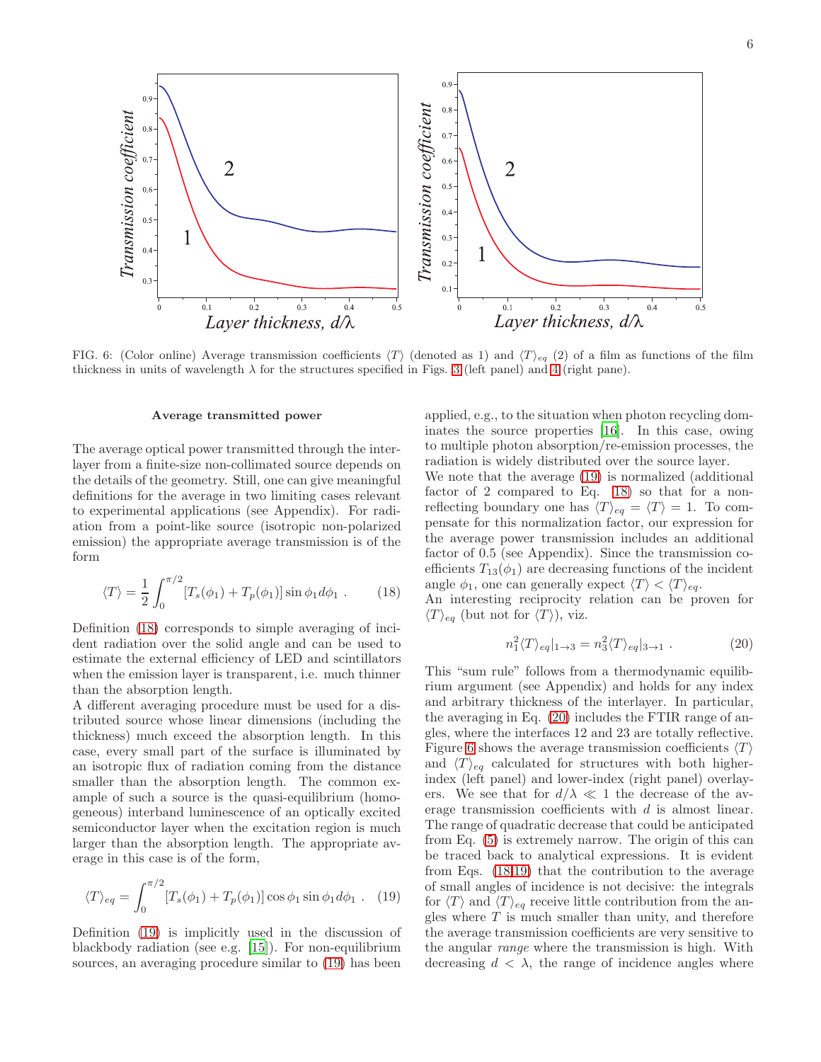FIG. 6: (Color online) Average transmission coefficients $\langle T\rangle$ (denoted as 1) and $\langle T\rangle_{eq}$ (2) of a film as functions of the film thickness in units of wavelength $\lambda$ for the structures specified in Figs. 3 (left panel) and 4 (right pane).

### Average transmitted power

The average optical power transmitted through the interlayer from a finite-size non-collimated source depends on the details of the geometry. Still, one can give meaningful definitions for the average in two limiting cases relevant to experimental applications (see Appendix). For radiation from a point-like source (isotropic non-polarized emission) the appropriate average transmission is of the form

$$\langle T\rangle = \frac{1}{2}\int_0^{\pi/2}[T_s(\phi_1)+T_p(\phi_1)]\sin\phi_1 d\phi_1 \ . \qquad (18)$$

Definition (18) corresponds to simple averaging of incident radiation over the solid angle and can be used to estimate the external efficiency of LED and scintillators when the emission layer is transparent, i.e. much thinner than the absorption length.

A different averaging procedure must be used for a distributed source whose linear dimensions (including the thickness) much exceed the absorption length. In this case, every small part of the surface is illuminated by an isotropic flux of radiation coming from the distance smaller than the absorption length. The common example of such a source is the quasi-equilibrium (homogeneous) interband luminescence of an optically excited semiconductor layer when the excitation region is much larger than the absorption length. The appropriate average in this case is of the form,

$$\langle T\rangle_{eq} = \int_0^{\pi/2}[T_s(\phi_1)+T_p(\phi_1)]\cos\phi_1\sin\phi_1 d\phi_1 \ . \qquad (19)$$

Definition (19) is implicitly used in the discussion of blackbody radiation (see e.g. [15]). For non-equilibrium sources, an averaging procedure similar to (19) has been applied, e.g., to the situation when photon recycling dominates the source properties [16]. In this case, owing to multiple photon absorption/re-emission processes, the radiation is widely distributed over the source layer.

We note that the average (19) is normalized (additional factor of 2 compared to Eq. 18) so that for a non-reflecting boundary one has $\langle T\rangle_{eq} = \langle T\rangle = 1$. To compensate for this normalization factor, our expression for the average power transmission includes an additional factor of 0.5 (see Appendix). Since the transmission coefficients $T_{13}(\phi_1)$ are decreasing functions of the incident angle $\phi_1$, one can generally expect $\langle T\rangle < \langle T\rangle_{eq}$.

An interesting reciprocity relation can be proven for $\langle T\rangle_{eq}$ (but not for $\langle T\rangle$), viz.

$$n_1^2\langle T\rangle_{eq}|_{1\to 3} = n_3^2\langle T\rangle_{eq}|_{3\to 1} \ . \qquad (20)$$

This "sum rule" follows from a thermodynamic equilibrium argument (see Appendix) and holds for any index and arbitrary thickness of the interlayer. In particular, the averaging in Eq. (20) includes the FTIR range of angles, where the interfaces 12 and 23 are totally reflective. Figure 6 shows the average transmission coefficients $\langle T\rangle$ and $\langle T\rangle_{eq}$ calculated for structures with both higher-index (left panel) and lower-index (right panel) overlayers. We see that for $d/\lambda \ll 1$ the decrease of the average transmission coefficients with $d$ is almost linear. The range of quadratic decrease that could be anticipated from Eq. (5) is extremely narrow. The origin of this can be traced back to analytical expressions. It is evident from Eqs. (18,19) that the contribution to the average of small angles of incidence is not decisive: the integrals for $\langle T\rangle$ and $\langle T\rangle_{eq}$ receive little contribution from the angles where $T$ is much smaller than unity, and therefore the average transmission coefficients are very sensitive to the angular *range* where the transmission is high. With decreasing $d < \lambda$, the range of incidence angles where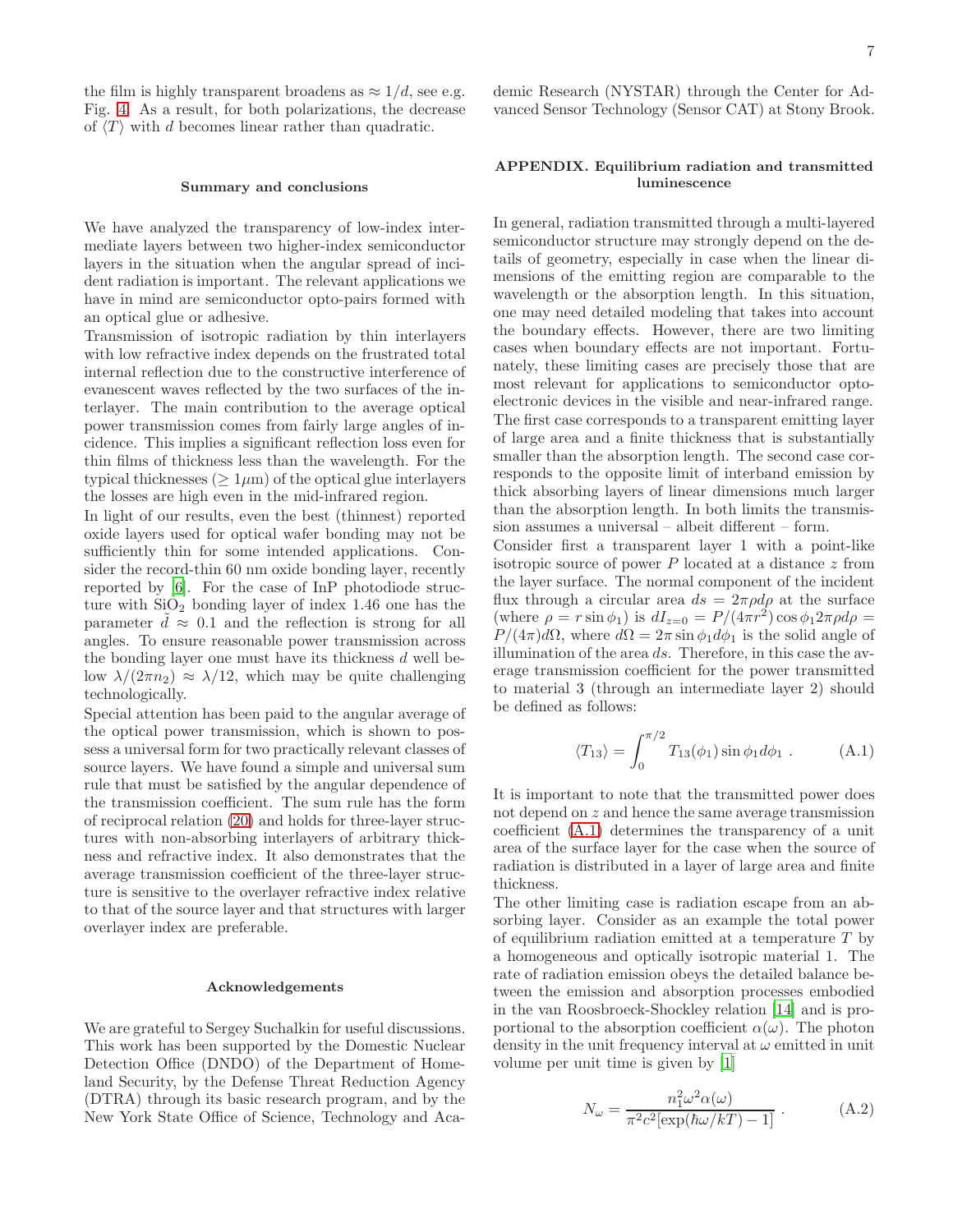the film is highly transparent broadens as $\approx 1/d$, see e.g. Fig. 4. As a result, for both polarizations, the decrease of $\langle T \rangle$ with $d$ becomes linear rather than quadratic.

### Summary and conclusions

We have analyzed the transparency of low-index intermediate layers between two higher-index semiconductor layers in the situation when the angular spread of incident radiation is important. The relevant applications we have in mind are semiconductor opto-pairs formed with an optical glue or adhesive.

Transmission of isotropic radiation by thin interlayers with low refractive index depends on the frustrated total internal reflection due to the constructive interference of evanescent waves reflected by the two surfaces of the interlayer. The main contribution to the average optical power transmission comes from fairly large angles of incidence. This implies a significant reflection loss even for thin films of thickness less than the wavelength. For the typical thicknesses ($\geq 1\mu$m) of the optical glue interlayers the losses are high even in the mid-infrared region.

In light of our results, even the best (thinnest) reported oxide layers used for optical wafer bonding may not be sufficiently thin for some intended applications. Consider the record-thin 60 nm oxide bonding layer, recently reported by [6]. For the case of InP photodiode structure with $SiO_2$ bonding layer of index 1.46 one has the parameter $\tilde{d} \approx 0.1$ and the reflection is strong for all angles. To ensure reasonable power transmission across the bonding layer one must have its thickness $d$ well below $\lambda/(2\pi n_2) \approx \lambda/12$, which may be quite challenging technologically.

Special attention has been paid to the angular average of the optical power transmission, which is shown to possess a universal form for two practically relevant classes of source layers. We have found a simple and universal sum rule that must be satisfied by the angular dependence of the transmission coefficient. The sum rule has the form of reciprocal relation (20) and holds for three-layer structures with non-absorbing interlayers of arbitrary thickness and refractive index. It also demonstrates that the average transmission coefficient of the three-layer structure is sensitive to the overlayer refractive index relative to that of the source layer and that structures with larger overlayer index are preferable.

### Acknowledgements

We are grateful to Sergey Suchalkin for useful discussions. This work has been supported by the Domestic Nuclear Detection Office (DNDO) of the Department of Homeland Security, by the Defense Threat Reduction Agency (DTRA) through its basic research program, and by the New York State Office of Science, Technology and Academic Research (NYSTAR) through the Center for Advanced Sensor Technology (Sensor CAT) at Stony Brook.

### APPENDIX. Equilibrium radiation and transmitted luminescence

In general, radiation transmitted through a multi-layered semiconductor structure may strongly depend on the details of geometry, especially in case when the linear dimensions of the emitting region are comparable to the wavelength or the absorption length. In this situation, one may need detailed modeling that takes into account the boundary effects. However, there are two limiting cases when boundary effects are not important. Fortunately, these limiting cases are precisely those that are most relevant for applications to semiconductor opto-electronic devices in the visible and near-infrared range. The first case corresponds to a transparent emitting layer of large area and a finite thickness that is substantially smaller than the absorption length. The second case corresponds to the opposite limit of interband emission by thick absorbing layers of linear dimensions much larger than the absorption length. In both limits the transmission assumes a universal – albeit different – form.

Consider first a transparent layer 1 with a point-like isotropic source of power $P$ located at a distance $z$ from the layer surface. The normal component of the incident flux through a circular area $ds = 2\pi\rho d\rho$ at the surface (where $\rho = r \sin\phi_1$) is $dI_{z=0} = P/(4\pi r^2)\cos\phi_1 2\pi\rho d\rho = P/(4\pi)d\Omega$, where $d\Omega = 2\pi \sin\phi_1 d\phi_1$ is the solid angle of illumination of the area $ds$. Therefore, in this case the average transmission coefficient for the power transmitted to material 3 (through an intermediate layer 2) should be defined as follows:

$$\langle T_{13} \rangle = \int_0^{\pi/2} T_{13}(\phi_1)\sin\phi_1 d\phi_1 \ . \tag{A.1}$$

It is important to note that the transmitted power does not depend on $z$ and hence the same average transmission coefficient (A.1) determines the transparency of a unit area of the surface layer for the case when the source of radiation is distributed in a layer of large area and finite thickness.

The other limiting case is radiation escape from an absorbing layer. Consider as an example the total power of equilibrium radiation emitted at a temperature $T$ by a homogeneous and optically isotropic material 1. The rate of radiation emission obeys the detailed balance between the emission and absorption processes embodied in the van Roosbroeck-Shockley relation [14] and is proportional to the absorption coefficient $\alpha(\omega)$. The photon density in the unit frequency interval at $\omega$ emitted in unit volume per unit time is given by [1]

$$N_\omega = \frac{n_1^2\omega^2\alpha(\omega)}{\pi^2 c^2[\exp(\hbar\omega/kT) - 1]} \ . \tag{A.2}$$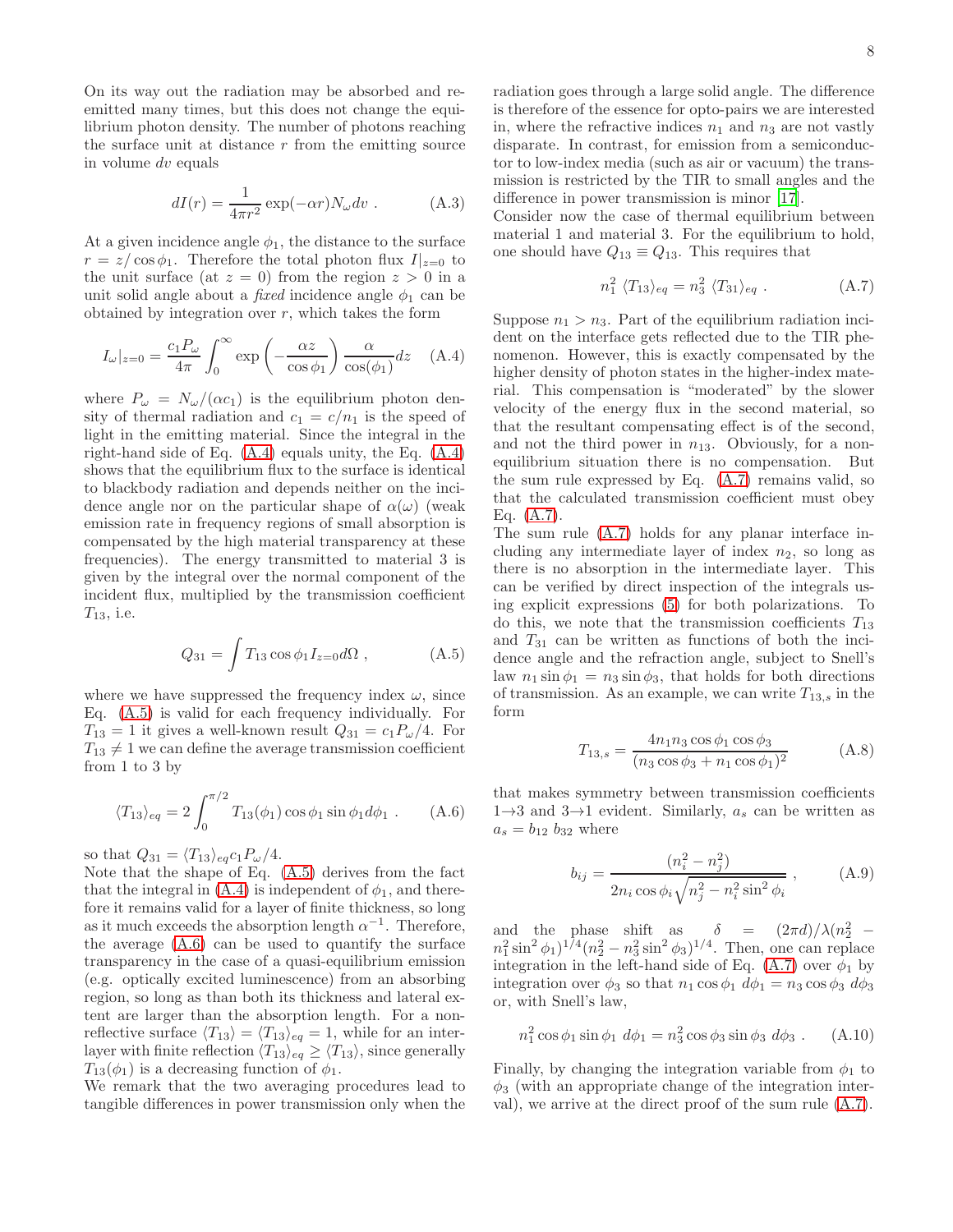On its way out the radiation may be absorbed and reemitted many times, but this does not change the equilibrium photon density. The number of photons reaching the surface unit at distance $r$ from the emitting source in volume $dv$ equals

$$dI(r) = \frac{1}{4\pi r^2}\exp(-\alpha r)N_\omega dv \ . \tag{A.3}$$

At a given incidence angle $\phi_1$, the distance to the surface $r = z/\cos\phi_1$. Therefore the total photon flux $I|_{z=0}$ to the unit surface (at $z = 0$) from the region $z > 0$ in a unit solid angle about a *fixed* incidence angle $\phi_1$ can be obtained by integration over $r$, which takes the form

$$I_\omega|_{z=0} = \frac{c_1 P_\omega}{4\pi}\int_0^\infty \exp\left(-\frac{\alpha z}{\cos\phi_1}\right)\frac{\alpha}{\cos(\phi_1)}dz \tag{A.4}$$

where $P_\omega = N_\omega/(\alpha c_1)$ is the equilibrium photon density of thermal radiation and $c_1 = c/n_1$ is the speed of light in the emitting material. Since the integral in the right-hand side of Eq. (A.4) equals unity, the Eq. (A.4) shows that the equilibrium flux to the surface is identical to blackbody radiation and depends neither on the incidence angle nor on the particular shape of $\alpha(\omega)$ (weak emission rate in frequency regions of small absorption is compensated by the high material transparency at these frequencies). The energy transmitted to material 3 is given by the integral over the normal component of the incident flux, multiplied by the transmission coefficient $T_{13}$, i.e.

$$Q_{31} = \int T_{13}\cos\phi_1 I_{z=0} d\Omega \ , \tag{A.5}$$

where we have suppressed the frequency index $\omega$, since Eq. (A.5) is valid for each frequency individually. For $T_{13} = 1$ it gives a well-known result $Q_{31} = c_1 P_\omega/4$. For $T_{13} \neq 1$ we can define the average transmission coefficient from 1 to 3 by

$$\langle T_{13}\rangle_{eq} = 2\int_0^{\pi/2} T_{13}(\phi_1)\cos\phi_1\sin\phi_1 d\phi_1 \ . \tag{A.6}$$

so that $Q_{31} = \langle T_{13}\rangle_{eq} c_1 P_\omega/4$.

Note that the shape of Eq. (A.5) derives from the fact that the integral in (A.4) is independent of $\phi_1$, and therefore it remains valid for a layer of finite thickness, so long as it much exceeds the absorption length $\alpha^{-1}$. Therefore, the average (A.6) can be used to quantify the surface transparency in the case of a quasi-equilibrium emission (e.g. optically excited luminescence) from an absorbing region, so long as than both its thickness and lateral extent are larger than the absorption length. For a non-reflective surface $\langle T_{13}\rangle = \langle T_{13}\rangle_{eq} = 1$, while for an interlayer with finite reflection $\langle T_{13}\rangle_{eq} \geq \langle T_{13}\rangle$, since generally $T_{13}(\phi_1)$ is a decreasing function of $\phi_1$.

We remark that the two averaging procedures lead to tangible differences in power transmission only when the radiation goes through a large solid angle. The difference is therefore of the essence for opto-pairs we are interested in, where the refractive indices $n_1$ and $n_3$ are not vastly disparate. In contrast, for emission from a semiconductor to low-index media (such as air or vacuum) the transmission is restricted by the TIR to small angles and the difference in power transmission is minor [17].

Consider now the case of thermal equilibrium between material 1 and material 3. For the equilibrium to hold, one should have $Q_{13} \equiv Q_{13}$. This requires that

$$n_1^2\ \langle T_{13}\rangle_{eq} = n_3^2\ \langle T_{31}\rangle_{eq} \ . \tag{A.7}$$

Suppose $n_1 > n_3$. Part of the equilibrium radiation incident on the interface gets reflected due to the TIR phenomenon. However, this is exactly compensated by the higher density of photon states in the higher-index material. This compensation is "moderated" by the slower velocity of the energy flux in the second material, so that the resultant compensating effect is of the second, and not the third power in $n_{13}$. Obviously, for a non-equilibrium situation there is no compensation. But the sum rule expressed by Eq. (A.7) remains valid, so that the calculated transmission coefficient must obey Eq. (A.7).

The sum rule (A.7) holds for any planar interface including any intermediate layer of index $n_2$, so long as there is no absorption in the intermediate layer. This can be verified by direct inspection of the integrals using explicit expressions (5) for both polarizations. To do this, we note that the transmission coefficients $T_{13}$ and $T_{31}$ can be written as functions of both the incidence angle and the refraction angle, subject to Snell's law $n_1\sin\phi_1 = n_3\sin\phi_3$, that holds for both directions of transmission. As an example, we can write $T_{13,s}$ in the form

$$T_{13,s} = \frac{4n_1 n_3\cos\phi_1\cos\phi_3}{(n_3\cos\phi_3 + n_1\cos\phi_1)^2} \tag{A.8}$$

that makes symmetry between transmission coefficients 1→3 and 3→1 evident. Similarly, $a_s$ can be written as $a_s = b_{12}\ b_{32}$ where

$$b_{ij} = \frac{(n_i^2 - n_j^2)}{2n_i\cos\phi_i\sqrt{n_j^2 - n_i^2\sin^2\phi_i}} \ , \tag{A.9}$$

and the phase shift as $\delta = (2\pi d)/\lambda(n_2^2 - n_1^2\sin^2\phi_1)^{1/4}(n_2^2 - n_3^2\sin^2\phi_3)^{1/4}$. Then, one can replace integration in the left-hand side of Eq. (A.7) over $\phi_1$ by integration over $\phi_3$ so that $n_1\cos\phi_1\ d\phi_1 = n_3\cos\phi_3\ d\phi_3$ or, with Snell's law,

$$n_1^2\cos\phi_1\sin\phi_1\ d\phi_1 = n_3^2\cos\phi_3\sin\phi_3\ d\phi_3 \ . \tag{A.10}$$

Finally, by changing the integration variable from $\phi_1$ to $\phi_3$ (with an appropriate change of the integration interval), we arrive at the direct proof of the sum rule (A.7).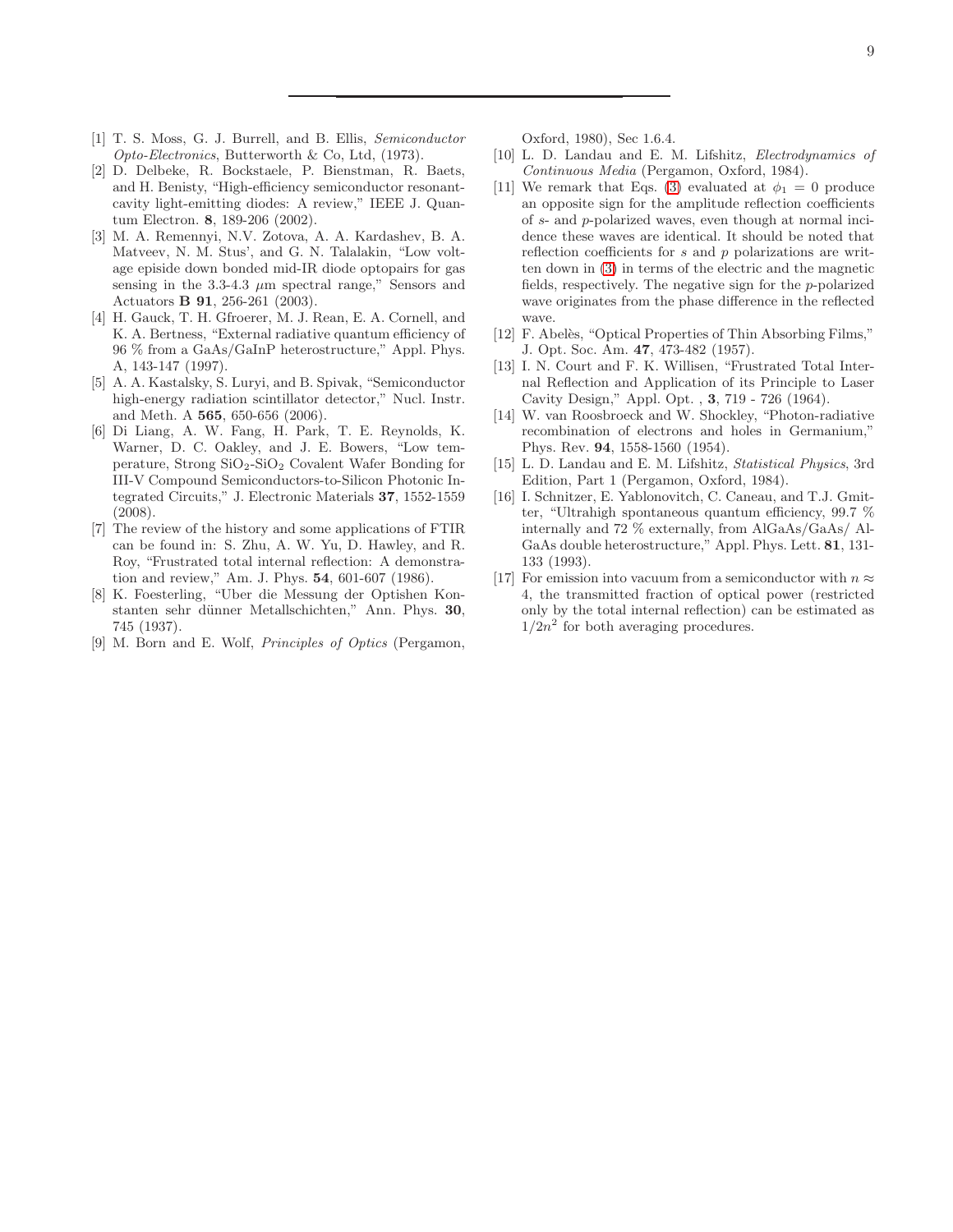[1] T. S. Moss, G. J. Burrell, and B. Ellis, *Semiconductor Opto-Electronics*, Butterworth & Co, Ltd, (1973).

[2] D. Delbeke, R. Bockstaele, P. Bienstman, R. Baets, and H. Benisty, "High-efficiency semiconductor resonant-cavity light-emitting diodes: A review," IEEE J. Quantum Electron. **8**, 189-206 (2002).

[3] M. A. Remennyi, N.V. Zotova, A. A. Kardashev, B. A. Matveev, N. M. Stus', and G. N. Talalakin, "Low voltage episide down bonded mid-IR diode optopairs for gas sensing in the 3.3-4.3 $\mu$m spectral range," Sensors and Actuators **B 91**, 256-261 (2003).

[4] H. Gauck, T. H. Gfroerer, M. J. Rean, E. A. Cornell, and K. A. Bertness, "External radiative quantum efficiency of 96 % from a GaAs/GaInP heterostructure," Appl. Phys. A, 143-147 (1997).

[5] A. A. Kastalsky, S. Luryi, and B. Spivak, "Semiconductor high-energy radiation scintillator detector," Nucl. Instr. and Meth. A **565**, 650-656 (2006).

[6] Di Liang, A. W. Fang, H. Park, T. E. Reynolds, K. Warner, D. C. Oakley, and J. E. Bowers, "Low temperature, Strong $SiO_2$-$SiO_2$ Covalent Wafer Bonding for III-V Compound Semiconductors-to-Silicon Photonic Integrated Circuits," J. Electronic Materials **37**, 1552-1559 (2008).

[7] The review of the history and some applications of FTIR can be found in: S. Zhu, A. W. Yu, D. Hawley, and R. Roy, "Frustrated total internal reflection: A demonstration and review," Am. J. Phys. **54**, 601-607 (1986).

[8] K. Foesterling, "Uber die Messung der Optishen Konstanten sehr dünner Metallschichten," Ann. Phys. **30**, 745 (1937).

[9] M. Born and E. Wolf, *Principles of Optics* (Pergamon, Oxford, 1980), Sec 1.6.4.

[10] L. D. Landau and E. M. Lifshitz, *Electrodynamics of Continuous Media* (Pergamon, Oxford, 1984).

[11] We remark that Eqs. (3) evaluated at $\phi_1 = 0$ produce an opposite sign for the amplitude reflection coefficients of $s$- and $p$-polarized waves, even though at normal incidence these waves are identical. It should be noted that reflection coefficients for $s$ and $p$ polarizations are written down in (3) in terms of the electric and the magnetic fields, respectively. The negative sign for the $p$-polarized wave originates from the phase difference in the reflected wave.

[12] F. Abelès, "Optical Properties of Thin Absorbing Films," J. Opt. Soc. Am. **47**, 473-482 (1957).

[13] I. N. Court and F. K. Willisen, "Frustrated Total Internal Reflection and Application of its Principle to Laser Cavity Design," Appl. Opt. , **3**, 719 - 726 (1964).

[14] W. van Roosbroeck and W. Shockley, "Photon-radiative recombination of electrons and holes in Germanium," Phys. Rev. **94**, 1558-1560 (1954).

[15] L. D. Landau and E. M. Lifshitz, *Statistical Physics*, 3rd Edition, Part 1 (Pergamon, Oxford, 1984).

[16] I. Schnitzer, E. Yablonovitch, C. Caneau, and T.J. Gmitter, "Ultrahigh spontaneous quantum efficiency, 99.7 % internally and 72 % externally, from AlGaAs/GaAs/ AlGaAs double heterostructure," Appl. Phys. Lett. **81**, 131-133 (1993).

[17] For emission into vacuum from a semiconductor with $n \approx 4$, the transmitted fraction of optical power (restricted only by the total internal reflection) can be estimated as $1/2n^2$ for both averaging procedures.